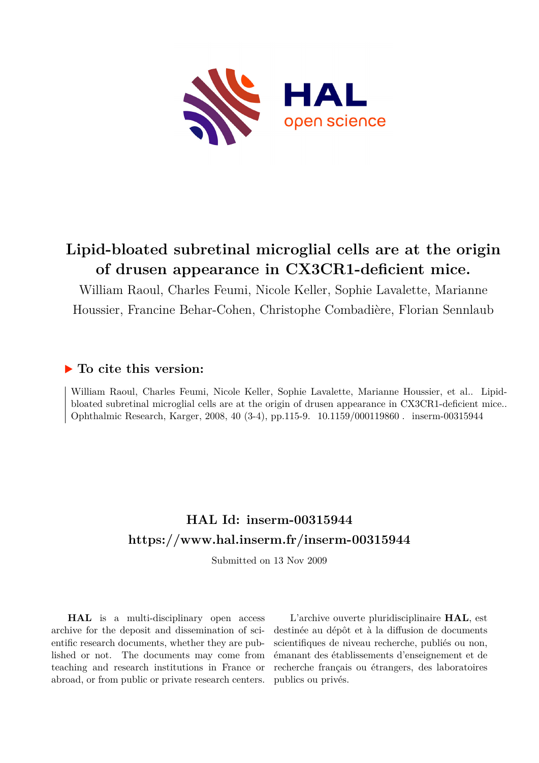# Lipid-bloated subretinal microglial cells are at the origin of drusen appearance in CX3CR1-deficient mice.

William Raoul, Charles Feumi, Nicole Keller, Sophie Lavalette, Marianne Houssier, Francine Behar-Cohen, Christophe Combadière, Florian Sennlaub

## ▶ To cite this version:

William Raoul, Charles Feumi, Nicole Keller, Sophie Lavalette, Marianne Houssier, et al.. Lipid-bloated subretinal microglial cells are at the origin of drusen appearance in CX3CR1-deficient mice.. Ophthalmic Research, Karger, 2008, 40 (3-4), pp.115-9. 10.1159/000119860 . inserm-00315944

## HAL Id: inserm-00315944
## https://www.hal.inserm.fr/inserm-00315944

Submitted on 13 Nov 2009

**HAL** is a multi-disciplinary open access archive for the deposit and dissemination of scientific research documents, whether they are published or not. The documents may come from teaching and research institutions in France or abroad, or from public or private research centers.

L'archive ouverte pluridisciplinaire **HAL**, est destinée au dépôt et à la diffusion de documents scientifiques de niveau recherche, publiés ou non, émanant des établissements d'enseignement et de recherche français ou étrangers, des laboratoires publics ou privés.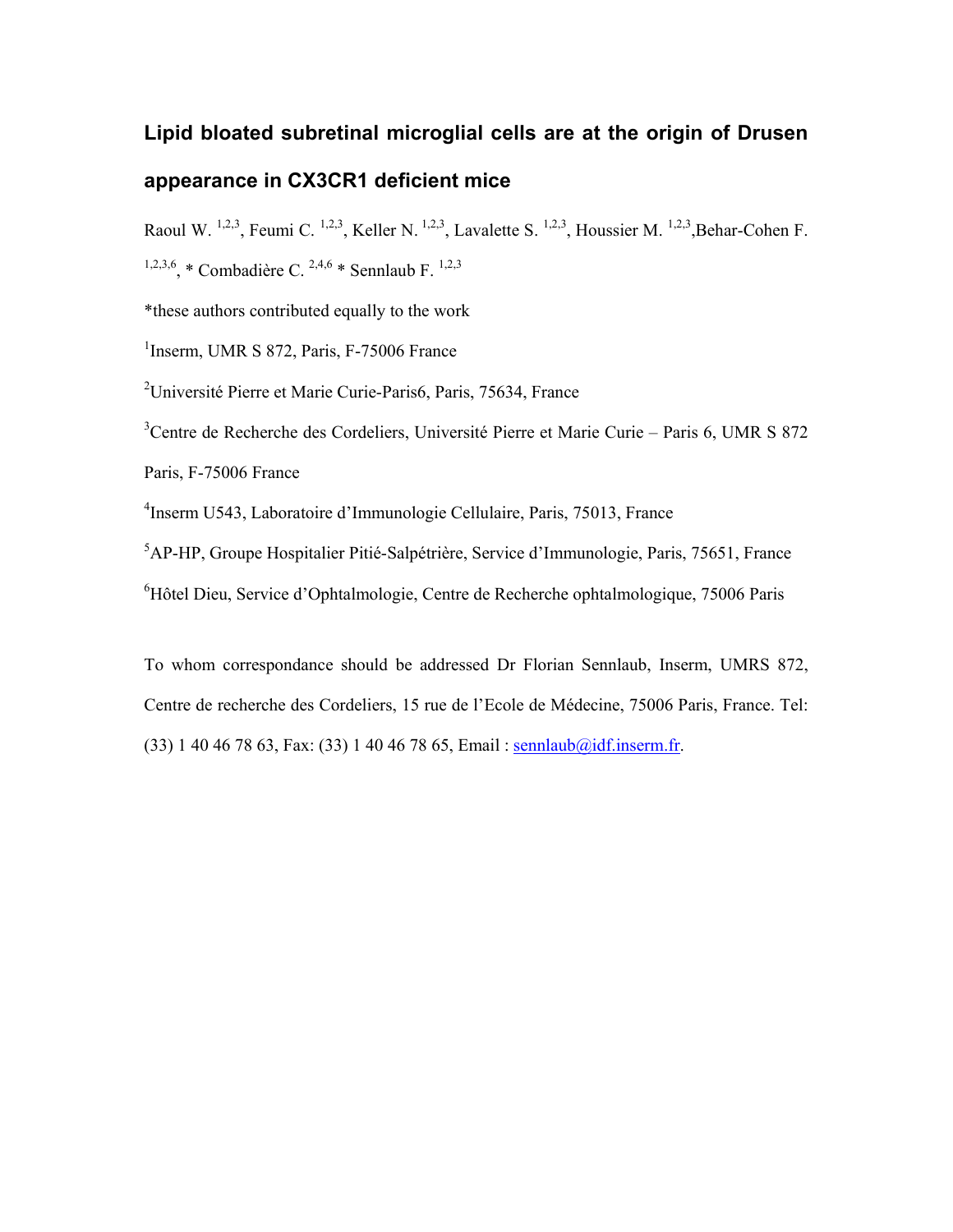# Lipid bloated subretinal microglial cells are at the origin of Drusen appearance in CX3CR1 deficient mice

Raoul W. [1,2,3], Feumi C. [1,2,3], Keller N. [1,2,3], Lavalette S. [1,2,3], Houssier M. [1,2,3],Behar-Cohen F. [1,2,3,6], * Combadière C. [2,4,6] * Sennlaub F. [1,2,3]

*these authors contributed equally to the work

[1]Inserm, UMR S 872, Paris, F-75006 France

[2]Université Pierre et Marie Curie-Paris6, Paris, 75634, France

[3]Centre de Recherche des Cordeliers, Université Pierre et Marie Curie – Paris 6, UMR S 872 Paris, F-75006 France

[4]Inserm U543, Laboratoire d'Immunologie Cellulaire, Paris, 75013, France

[5]AP-HP, Groupe Hospitalier Pitié-Salpétrière, Service d'Immunologie, Paris, 75651, France

[6]Hôtel Dieu, Service d'Ophtalmologie, Centre de Recherche ophtalmologique, 75006 Paris

To whom correspondance should be addressed Dr Florian Sennlaub, Inserm, UMRS 872, Centre de recherche des Cordeliers, 15 rue de l'Ecole de Médecine, 75006 Paris, France. Tel: (33) 1 40 46 78 63, Fax: (33) 1 40 46 78 65, Email : sennlaub@idf.inserm.fr.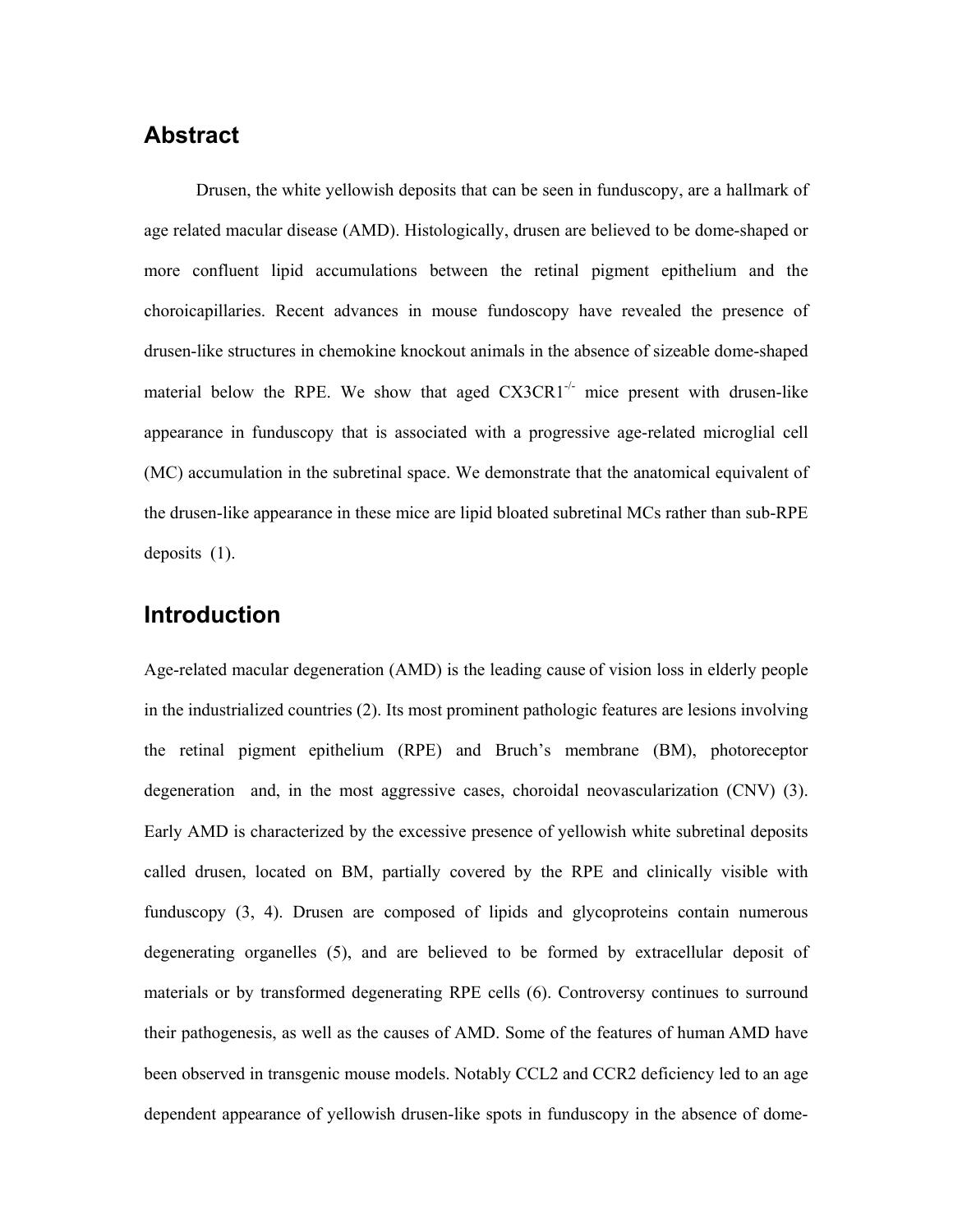## Abstract

Drusen, the white yellowish deposits that can be seen in funduscopy, are a hallmark of age related macular disease (AMD). Histologically, drusen are believed to be dome-shaped or more confluent lipid accumulations between the retinal pigment epithelium and the choroicapillaries. Recent advances in mouse fundoscopy have revealed the presence of drusen-like structures in chemokine knockout animals in the absence of sizeable dome-shaped material below the RPE. We show that aged CX3CR1$^{-/-}$ mice present with drusen-like appearance in funduscopy that is associated with a progressive age-related microglial cell (MC) accumulation in the subretinal space. We demonstrate that the anatomical equivalent of the drusen-like appearance in these mice are lipid bloated subretinal MCs rather than sub-RPE deposits (1).

## Introduction

Age-related macular degeneration (AMD) is the leading cause of vision loss in elderly people in the industrialized countries (2). Its most prominent pathologic features are lesions involving the retinal pigment epithelium (RPE) and Bruch's membrane (BM), photoreceptor degeneration and, in the most aggressive cases, choroidal neovascularization (CNV) (3). Early AMD is characterized by the excessive presence of yellowish white subretinal deposits called drusen, located on BM, partially covered by the RPE and clinically visible with funduscopy (3, 4). Drusen are composed of lipids and glycoproteins contain numerous degenerating organelles (5), and are believed to be formed by extracellular deposit of materials or by transformed degenerating RPE cells (6). Controversy continues to surround their pathogenesis, as well as the causes of AMD. Some of the features of human AMD have been observed in transgenic mouse models. Notably CCL2 and CCR2 deficiency led to an age dependent appearance of yellowish drusen-like spots in funduscopy in the absence of dome-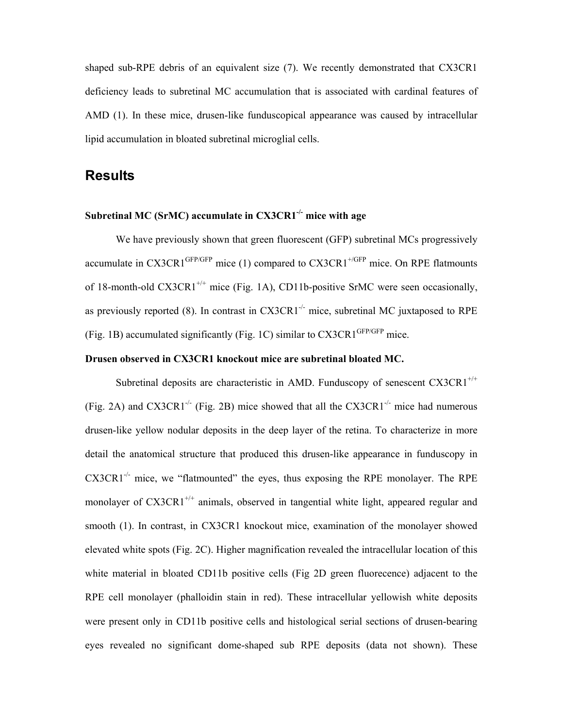shaped sub-RPE debris of an equivalent size (7). We recently demonstrated that CX3CR1 deficiency leads to subretinal MC accumulation that is associated with cardinal features of AMD (1). In these mice, drusen-like funduscopical appearance was caused by intracellular lipid accumulation in bloated subretinal microglial cells.

## Results

### Subretinal MC (SrMC) accumulate in CX3CR1$^{-/-}$ mice with age

We have previously shown that green fluorescent (GFP) subretinal MCs progressively accumulate in CX3CR1$^{GFP/GFP}$ mice (1) compared to CX3CR1$^{+/GFP}$ mice. On RPE flatmounts of 18-month-old CX3CR1$^{+/+}$ mice (Fig. 1A), CD11b-positive SrMC were seen occasionally, as previously reported (8). In contrast in CX3CR1$^{-/-}$ mice, subretinal MC juxtaposed to RPE (Fig. 1B) accumulated significantly (Fig. 1C) similar to CX3CR1$^{GFP/GFP}$ mice.

### Drusen observed in CX3CR1 knockout mice are subretinal bloated MC.

Subretinal deposits are characteristic in AMD. Funduscopy of senescent CX3CR1$^{+/+}$ (Fig. 2A) and CX3CR1$^{-/-}$ (Fig. 2B) mice showed that all the CX3CR1$^{-/-}$ mice had numerous drusen-like yellow nodular deposits in the deep layer of the retina. To characterize in more detail the anatomical structure that produced this drusen-like appearance in funduscopy in CX3CR1$^{-/-}$ mice, we "flatmounted" the eyes, thus exposing the RPE monolayer. The RPE monolayer of CX3CR1$^{+/+}$ animals, observed in tangential white light, appeared regular and smooth (1). In contrast, in CX3CR1 knockout mice, examination of the monolayer showed elevated white spots (Fig. 2C). Higher magnification revealed the intracellular location of this white material in bloated CD11b positive cells (Fig 2D green fluorecence) adjacent to the RPE cell monolayer (phalloidin stain in red). These intracellular yellowish white deposits were present only in CD11b positive cells and histological serial sections of drusen-bearing eyes revealed no significant dome-shaped sub RPE deposits (data not shown). These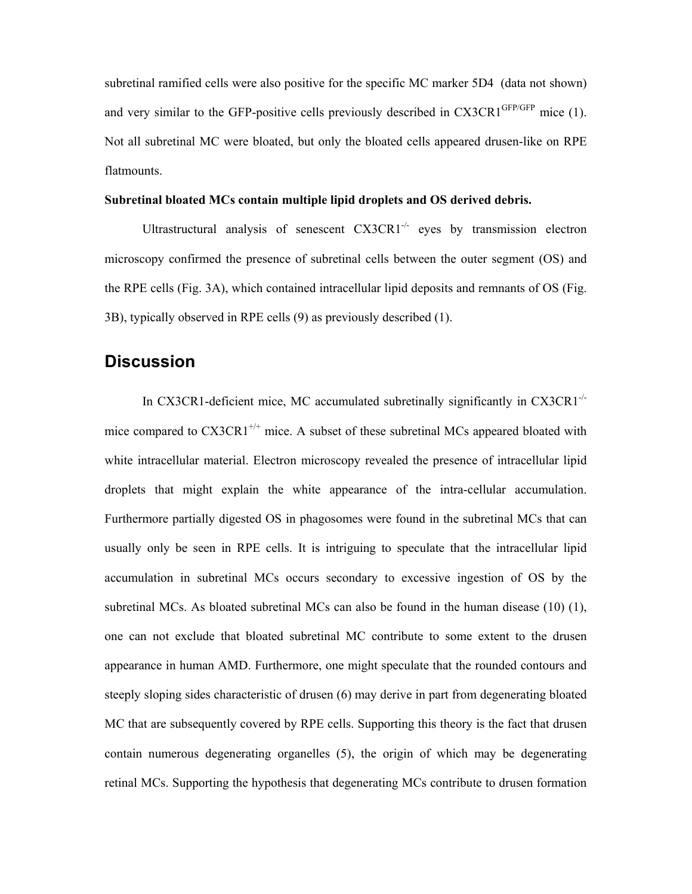subretinal ramified cells were also positive for the specific MC marker 5D4 (data not shown) and very similar to the GFP-positive cells previously described in CX3CR1$^{GFP/GFP}$ mice (1). Not all subretinal MC were bloated, but only the bloated cells appeared drusen-like on RPE flatmounts.

**Subretinal bloated MCs contain multiple lipid droplets and OS derived debris.**

Ultrastructural analysis of senescent CX3CR1$^{-/-}$ eyes by transmission electron microscopy confirmed the presence of subretinal cells between the outer segment (OS) and the RPE cells (Fig. 3A), which contained intracellular lipid deposits and remnants of OS (Fig. 3B), typically observed in RPE cells (9) as previously described (1).

## Discussion

In CX3CR1-deficient mice, MC accumulated subretinally significantly in CX3CR1$^{-/-}$ mice compared to CX3CR1$^{+/+}$ mice. A subset of these subretinal MCs appeared bloated with white intracellular material. Electron microscopy revealed the presence of intracellular lipid droplets that might explain the white appearance of the intra-cellular accumulation. Furthermore partially digested OS in phagosomes were found in the subretinal MCs that can usually only be seen in RPE cells. It is intriguing to speculate that the intracellular lipid accumulation in subretinal MCs occurs secondary to excessive ingestion of OS by the subretinal MCs. As bloated subretinal MCs can also be found in the human disease (10) (1), one can not exclude that bloated subretinal MC contribute to some extent to the drusen appearance in human AMD. Furthermore, one might speculate that the rounded contours and steeply sloping sides characteristic of drusen (6) may derive in part from degenerating bloated MC that are subsequently covered by RPE cells. Supporting this theory is the fact that drusen contain numerous degenerating organelles (5), the origin of which may be degenerating retinal MCs. Supporting the hypothesis that degenerating MCs contribute to drusen formation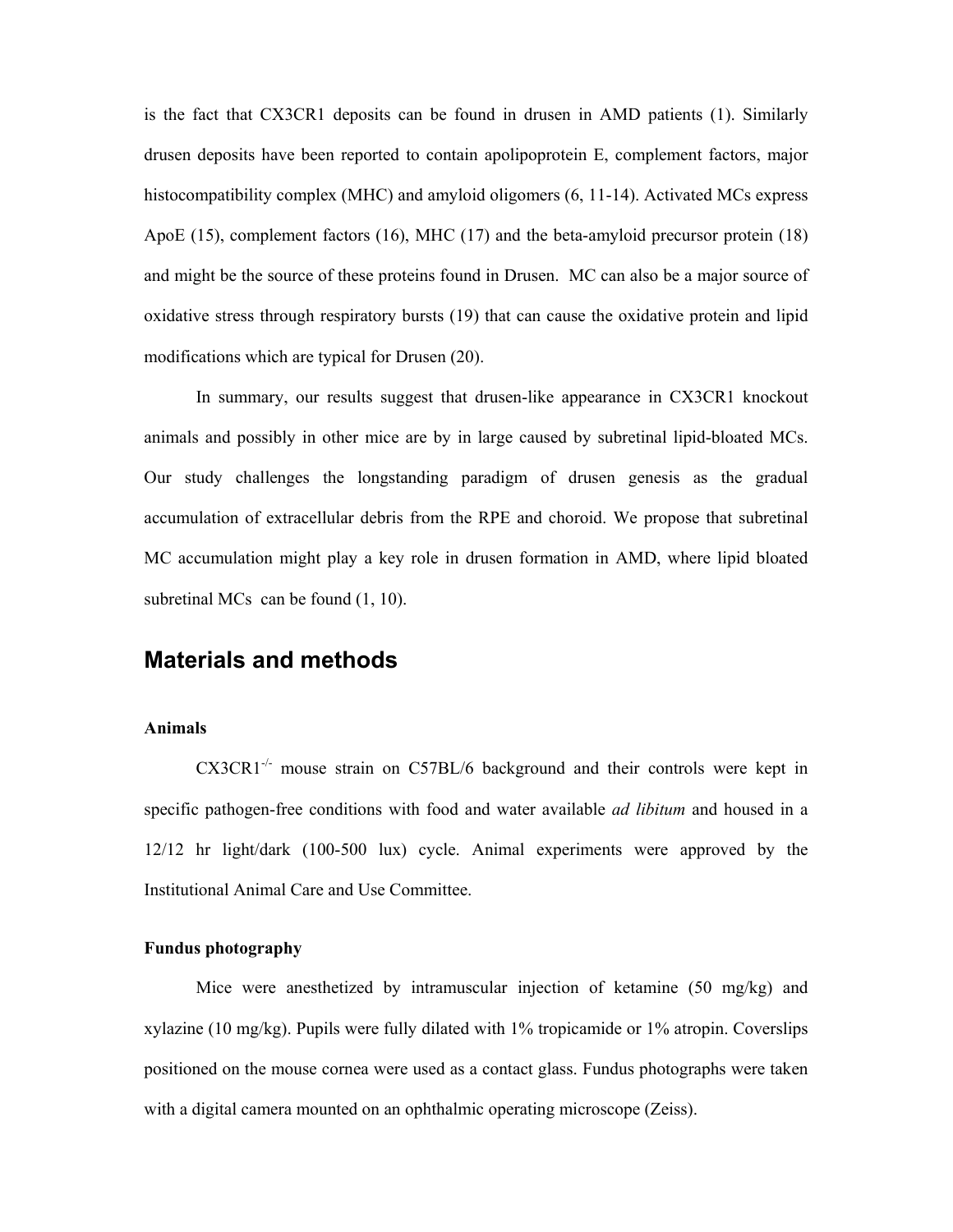is the fact that CX3CR1 deposits can be found in drusen in AMD patients (1). Similarly drusen deposits have been reported to contain apolipoprotein E, complement factors, major histocompatibility complex (MHC) and amyloid oligomers (6, 11-14). Activated MCs express ApoE (15), complement factors (16), MHC (17) and the beta-amyloid precursor protein (18) and might be the source of these proteins found in Drusen. MC can also be a major source of oxidative stress through respiratory bursts (19) that can cause the oxidative protein and lipid modifications which are typical for Drusen (20).

In summary, our results suggest that drusen-like appearance in CX3CR1 knockout animals and possibly in other mice are by in large caused by subretinal lipid-bloated MCs. Our study challenges the longstanding paradigm of drusen genesis as the gradual accumulation of extracellular debris from the RPE and choroid. We propose that subretinal MC accumulation might play a key role in drusen formation in AMD, where lipid bloated subretinal MCs can be found (1, 10).

## Materials and methods

### Animals

CX3CR1$^{-/-}$ mouse strain on C57BL/6 background and their controls were kept in specific pathogen-free conditions with food and water available *ad libitum* and housed in a 12/12 hr light/dark (100-500 lux) cycle. Animal experiments were approved by the Institutional Animal Care and Use Committee.

### Fundus photography

Mice were anesthetized by intramuscular injection of ketamine (50 mg/kg) and xylazine (10 mg/kg). Pupils were fully dilated with 1% tropicamide or 1% atropin. Coverslips positioned on the mouse cornea were used as a contact glass. Fundus photographs were taken with a digital camera mounted on an ophthalmic operating microscope (Zeiss).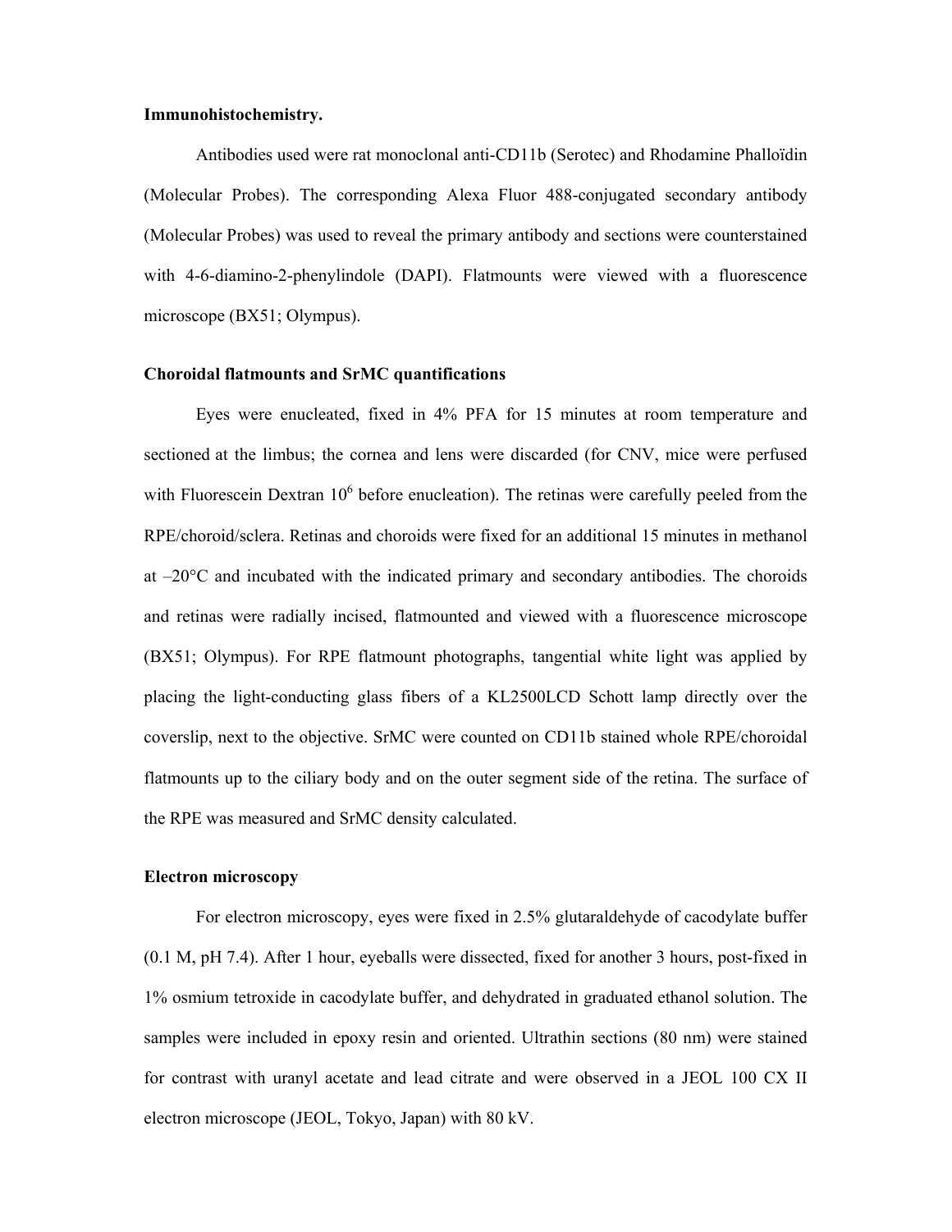**Immunohistochemistry.**

Antibodies used were rat monoclonal anti-CD11b (Serotec) and Rhodamine Phalloïdin (Molecular Probes). The corresponding Alexa Fluor 488-conjugated secondary antibody (Molecular Probes) was used to reveal the primary antibody and sections were counterstained with 4-6-diamino-2-phenylindole (DAPI). Flatmounts were viewed with a fluorescence microscope (BX51; Olympus).

**Choroidal flatmounts and SrMC quantifications**

Eyes were enucleated, fixed in 4% PFA for 15 minutes at room temperature and sectioned at the limbus; the cornea and lens were discarded (for CNV, mice were perfused with Fluorescein Dextran $10^6$ before enucleation). The retinas were carefully peeled from the RPE/choroid/sclera. Retinas and choroids were fixed for an additional 15 minutes in methanol at –20°C and incubated with the indicated primary and secondary antibodies. The choroids and retinas were radially incised, flatmounted and viewed with a fluorescence microscope (BX51; Olympus). For RPE flatmount photographs, tangential white light was applied by placing the light-conducting glass fibers of a KL2500LCD Schott lamp directly over the coverslip, next to the objective. SrMC were counted on CD11b stained whole RPE/choroidal flatmounts up to the ciliary body and on the outer segment side of the retina. The surface of the RPE was measured and SrMC density calculated.

**Electron microscopy**

For electron microscopy, eyes were fixed in 2.5% glutaraldehyde of cacodylate buffer (0.1 M, pH 7.4). After 1 hour, eyeballs were dissected, fixed for another 3 hours, post-fixed in 1% osmium tetroxide in cacodylate buffer, and dehydrated in graduated ethanol solution. The samples were included in epoxy resin and oriented. Ultrathin sections (80 nm) were stained for contrast with uranyl acetate and lead citrate and were observed in a JEOL 100 CX II electron microscope (JEOL, Tokyo, Japan) with 80 kV.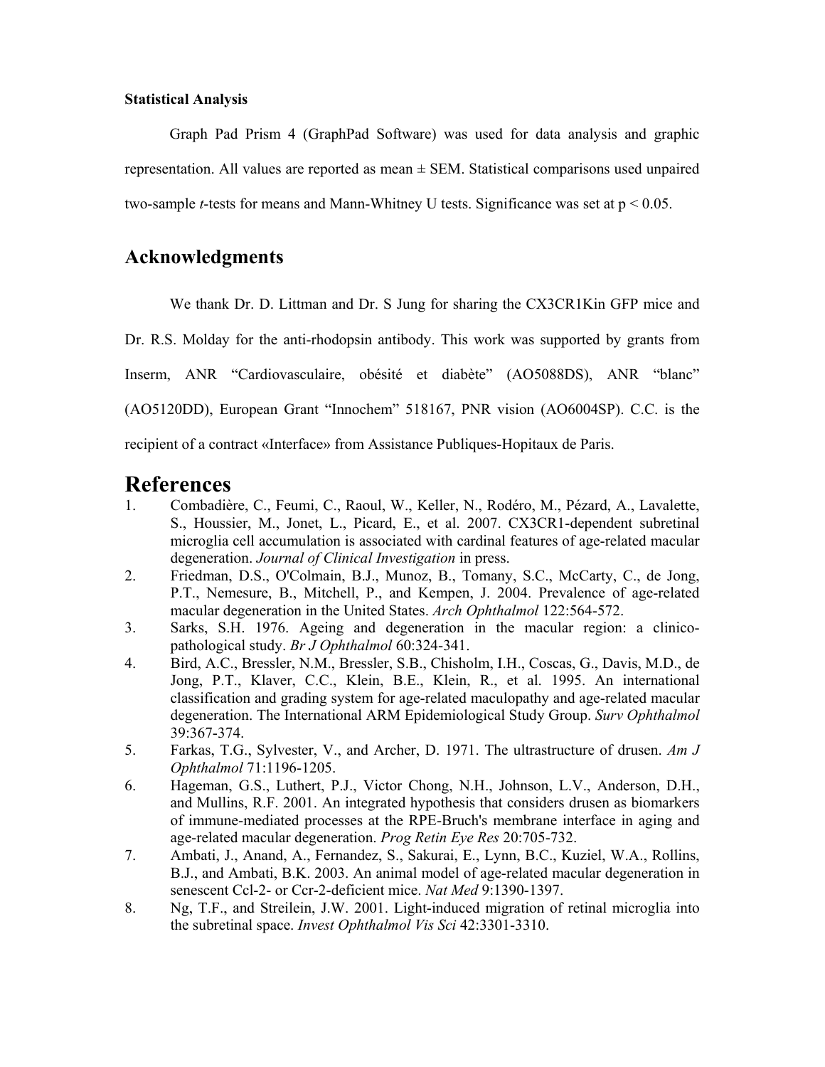**Statistical Analysis**

Graph Pad Prism 4 (GraphPad Software) was used for data analysis and graphic representation. All values are reported as mean ± SEM. Statistical comparisons used unpaired two-sample *t*-tests for means and Mann-Whitney U tests. Significance was set at $p < 0.05$.

## Acknowledgments

We thank Dr. D. Littman and Dr. S Jung for sharing the CX3CR1Kin GFP mice and Dr. R.S. Molday for the anti-rhodopsin antibody. This work was supported by grants from Inserm, ANR "Cardiovasculaire, obésité et diabète" (AO5088DS), ANR "blanc" (AO5120DD), European Grant "Innochem" 518167, PNR vision (AO6004SP). C.C. is the recipient of a contract «Interface» from Assistance Publiques-Hopitaux de Paris.

# References

1. Combadière, C., Feumi, C., Raoul, W., Keller, N., Rodéro, M., Pézard, A., Lavalette, S., Houssier, M., Jonet, L., Picard, E., et al. 2007. CX3CR1-dependent subretinal microglia cell accumulation is associated with cardinal features of age-related macular degeneration. *Journal of Clinical Investigation* in press.
2. Friedman, D.S., O'Colmain, B.J., Munoz, B., Tomany, S.C., McCarty, C., de Jong, P.T., Nemesure, B., Mitchell, P., and Kempen, J. 2004. Prevalence of age-related macular degeneration in the United States. *Arch Ophthalmol* 122:564-572.
3. Sarks, S.H. 1976. Ageing and degeneration in the macular region: a clinico-pathological study. *Br J Ophthalmol* 60:324-341.
4. Bird, A.C., Bressler, N.M., Bressler, S.B., Chisholm, I.H., Coscas, G., Davis, M.D., de Jong, P.T., Klaver, C.C., Klein, B.E., Klein, R., et al. 1995. An international classification and grading system for age-related maculopathy and age-related macular degeneration. The International ARM Epidemiological Study Group. *Surv Ophthalmol* 39:367-374.
5. Farkas, T.G., Sylvester, V., and Archer, D. 1971. The ultrastructure of drusen. *Am J Ophthalmol* 71:1196-1205.
6. Hageman, G.S., Luthert, P.J., Victor Chong, N.H., Johnson, L.V., Anderson, D.H., and Mullins, R.F. 2001. An integrated hypothesis that considers drusen as biomarkers of immune-mediated processes at the RPE-Bruch's membrane interface in aging and age-related macular degeneration. *Prog Retin Eye Res* 20:705-732.
7. Ambati, J., Anand, A., Fernandez, S., Sakurai, E., Lynn, B.C., Kuziel, W.A., Rollins, B.J., and Ambati, B.K. 2003. An animal model of age-related macular degeneration in senescent Ccl-2- or Ccr-2-deficient mice. *Nat Med* 9:1390-1397.
8. Ng, T.F., and Streilein, J.W. 2001. Light-induced migration of retinal microglia into the subretinal space. *Invest Ophthalmol Vis Sci* 42:3301-3310.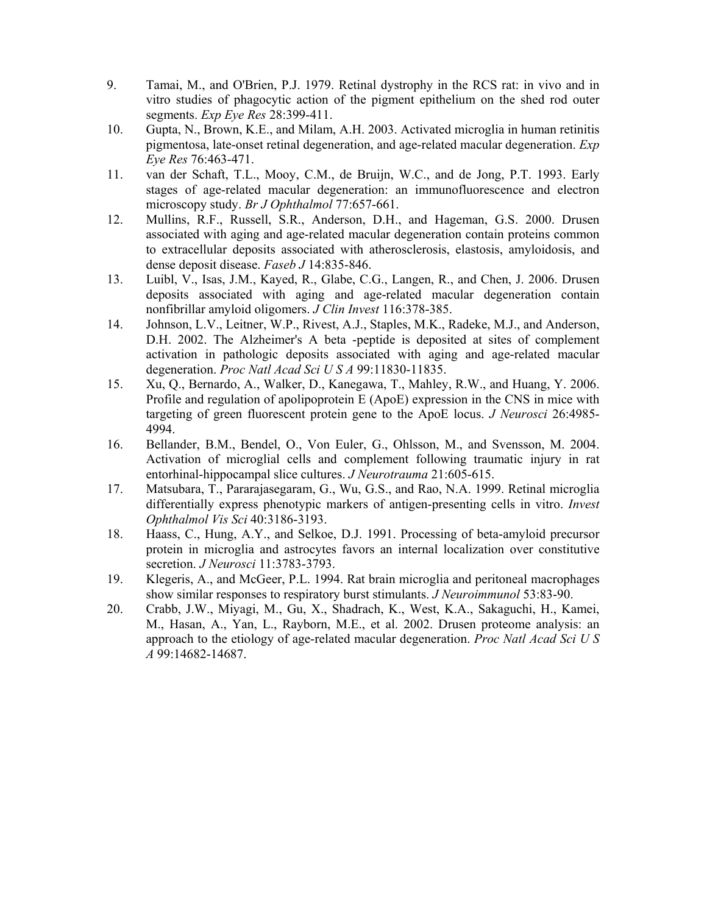9. Tamai, M., and O'Brien, P.J. 1979. Retinal dystrophy in the RCS rat: in vivo and in vitro studies of phagocytic action of the pigment epithelium on the shed rod outer segments. *Exp Eye Res* 28:399-411.
10. Gupta, N., Brown, K.E., and Milam, A.H. 2003. Activated microglia in human retinitis pigmentosa, late-onset retinal degeneration, and age-related macular degeneration. *Exp Eye Res* 76:463-471.
11. van der Schaft, T.L., Mooy, C.M., de Bruijn, W.C., and de Jong, P.T. 1993. Early stages of age-related macular degeneration: an immunofluorescence and electron microscopy study. *Br J Ophthalmol* 77:657-661.
12. Mullins, R.F., Russell, S.R., Anderson, D.H., and Hageman, G.S. 2000. Drusen associated with aging and age-related macular degeneration contain proteins common to extracellular deposits associated with atherosclerosis, elastosis, amyloidosis, and dense deposit disease. *Faseb J* 14:835-846.
13. Luibl, V., Isas, J.M., Kayed, R., Glabe, C.G., Langen, R., and Chen, J. 2006. Drusen deposits associated with aging and age-related macular degeneration contain nonfibrillar amyloid oligomers. *J Clin Invest* 116:378-385.
14. Johnson, L.V., Leitner, W.P., Rivest, A.J., Staples, M.K., Radeke, M.J., and Anderson, D.H. 2002. The Alzheimer's A beta -peptide is deposited at sites of complement activation in pathologic deposits associated with aging and age-related macular degeneration. *Proc Natl Acad Sci U S A* 99:11830-11835.
15. Xu, Q., Bernardo, A., Walker, D., Kanegawa, T., Mahley, R.W., and Huang, Y. 2006. Profile and regulation of apolipoprotein E (ApoE) expression in the CNS in mice with targeting of green fluorescent protein gene to the ApoE locus. *J Neurosci* 26:4985-4994.
16. Bellander, B.M., Bendel, O., Von Euler, G., Ohlsson, M., and Svensson, M. 2004. Activation of microglial cells and complement following traumatic injury in rat entorhinal-hippocampal slice cultures. *J Neurotrauma* 21:605-615.
17. Matsubara, T., Pararajasegaram, G., Wu, G.S., and Rao, N.A. 1999. Retinal microglia differentially express phenotypic markers of antigen-presenting cells in vitro. *Invest Ophthalmol Vis Sci* 40:3186-3193.
18. Haass, C., Hung, A.Y., and Selkoe, D.J. 1991. Processing of beta-amyloid precursor protein in microglia and astrocytes favors an internal localization over constitutive secretion. *J Neurosci* 11:3783-3793.
19. Klegeris, A., and McGeer, P.L. 1994. Rat brain microglia and peritoneal macrophages show similar responses to respiratory burst stimulants. *J Neuroimmunol* 53:83-90.
20. Crabb, J.W., Miyagi, M., Gu, X., Shadrach, K., West, K.A., Sakaguchi, H., Kamei, M., Hasan, A., Yan, L., Rayborn, M.E., et al. 2002. Drusen proteome analysis: an approach to the etiology of age-related macular degeneration. *Proc Natl Acad Sci U S A* 99:14682-14687.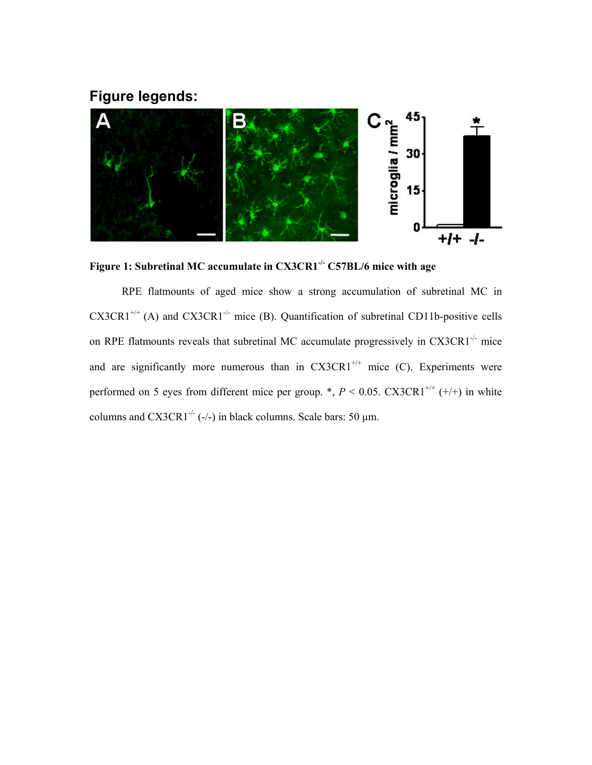## Figure legends:

**Figure 1: Subretinal MC accumulate in CX3CR1$^{-/-}$ C57BL/6 mice with age**

RPE flatmounts of aged mice show a strong accumulation of subretinal MC in CX3CR1$^{+/+}$ (A) and CX3CR1$^{-/-}$ mice (B). Quantification of subretinal CD11b-positive cells on RPE flatmounts reveals that subretinal MC accumulate progressively in CX3CR1$^{-/-}$ mice and are significantly more numerous than in CX3CR1$^{+/+}$ mice (C). Experiments were performed on 5 eyes from different mice per group. *, $P < 0.05$. CX3CR1$^{+/+}$ (+/+) in white columns and CX3CR1$^{-/-}$ (-/-) in black columns. Scale bars: 50 µm.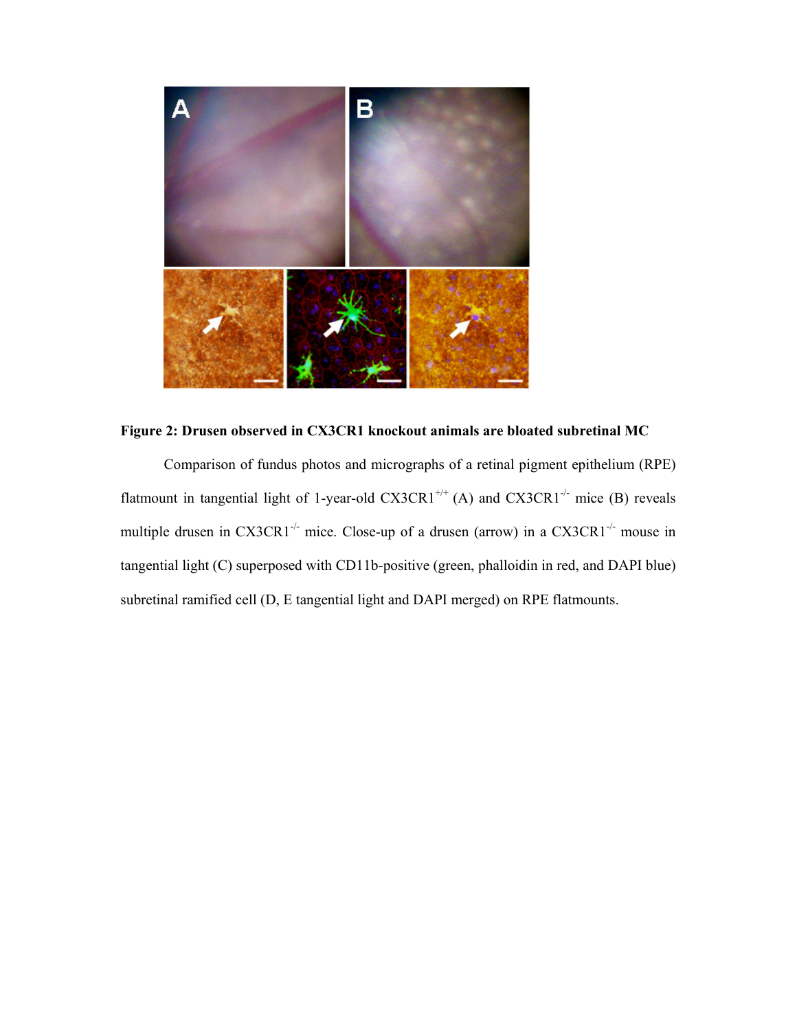**Figure 2: Drusen observed in CX3CR1 knockout animals are bloated subretinal MC**

Comparison of fundus photos and micrographs of a retinal pigment epithelium (RPE) flatmount in tangential light of 1-year-old CX3CR1$^{+/+}$ (A) and CX3CR1$^{-/-}$ mice (B) reveals multiple drusen in CX3CR1$^{-/-}$ mice. Close-up of a drusen (arrow) in a CX3CR1$^{-/-}$ mouse in tangential light (C) superposed with CD11b-positive (green, phalloidin in red, and DAPI blue) subretinal ramified cell (D, E tangential light and DAPI merged) on RPE flatmounts.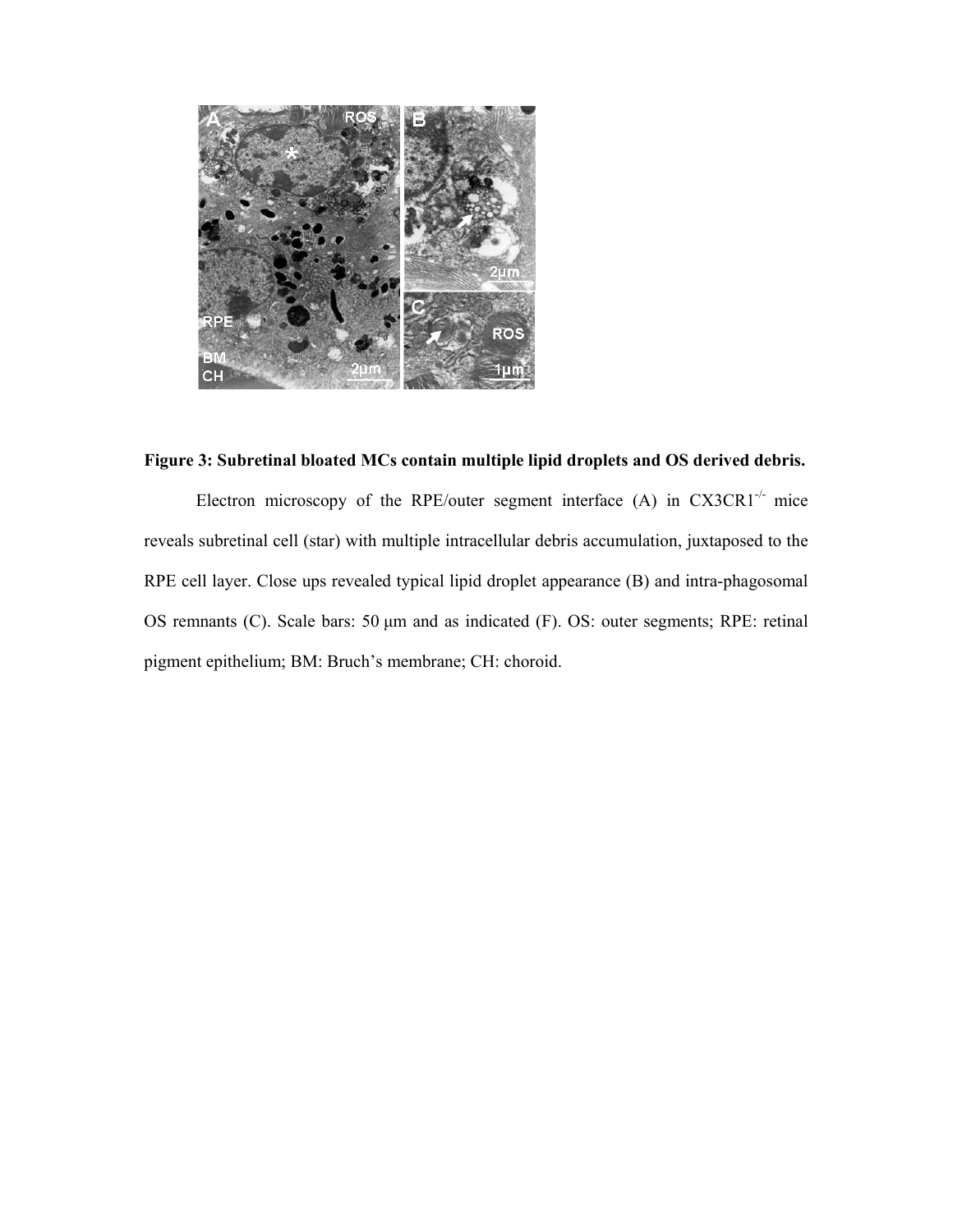**Figure 3: Subretinal bloated MCs contain multiple lipid droplets and OS derived debris.**

Electron microscopy of the RPE/outer segment interface (A) in CX3CR1$^{-/-}$ mice reveals subretinal cell (star) with multiple intracellular debris accumulation, juxtaposed to the RPE cell layer. Close ups revealed typical lipid droplet appearance (B) and intra-phagosomal OS remnants (C). Scale bars: 50 µm and as indicated (F). OS: outer segments; RPE: retinal pigment epithelium; BM: Bruch's membrane; CH: choroid.